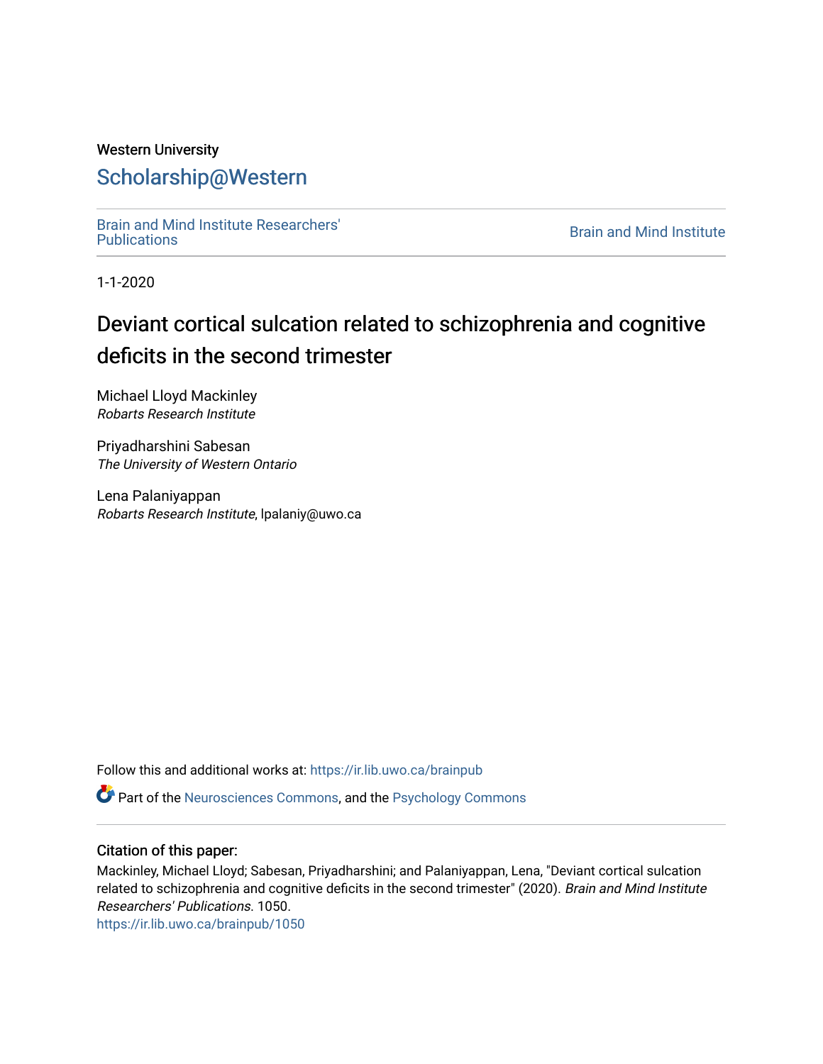Western University

# Scholarship@Western

Brain and Mind Institute Researchers' Publications

Brain and Mind Institute

1-1-2020

# Deviant cortical sulcation related to schizophrenia and cognitive deficits in the second trimester

Michael Lloyd Mackinley
*Robarts Research Institute*

Priyadharshini Sabesan
*The University of Western Ontario*

Lena Palaniyappan
*Robarts Research Institute*, lpalaniy@uwo.ca

Follow this and additional works at: https://ir.lib.uwo.ca/brainpub

Part of the Neurosciences Commons, and the Psychology Commons

## Citation of this paper:

Mackinley, Michael Lloyd; Sabesan, Priyadharshini; and Palaniyappan, Lena, "Deviant cortical sulcation related to schizophrenia and cognitive deficits in the second trimester" (2020). *Brain and Mind Institute Researchers' Publications*. 1050.
https://ir.lib.uwo.ca/brainpub/1050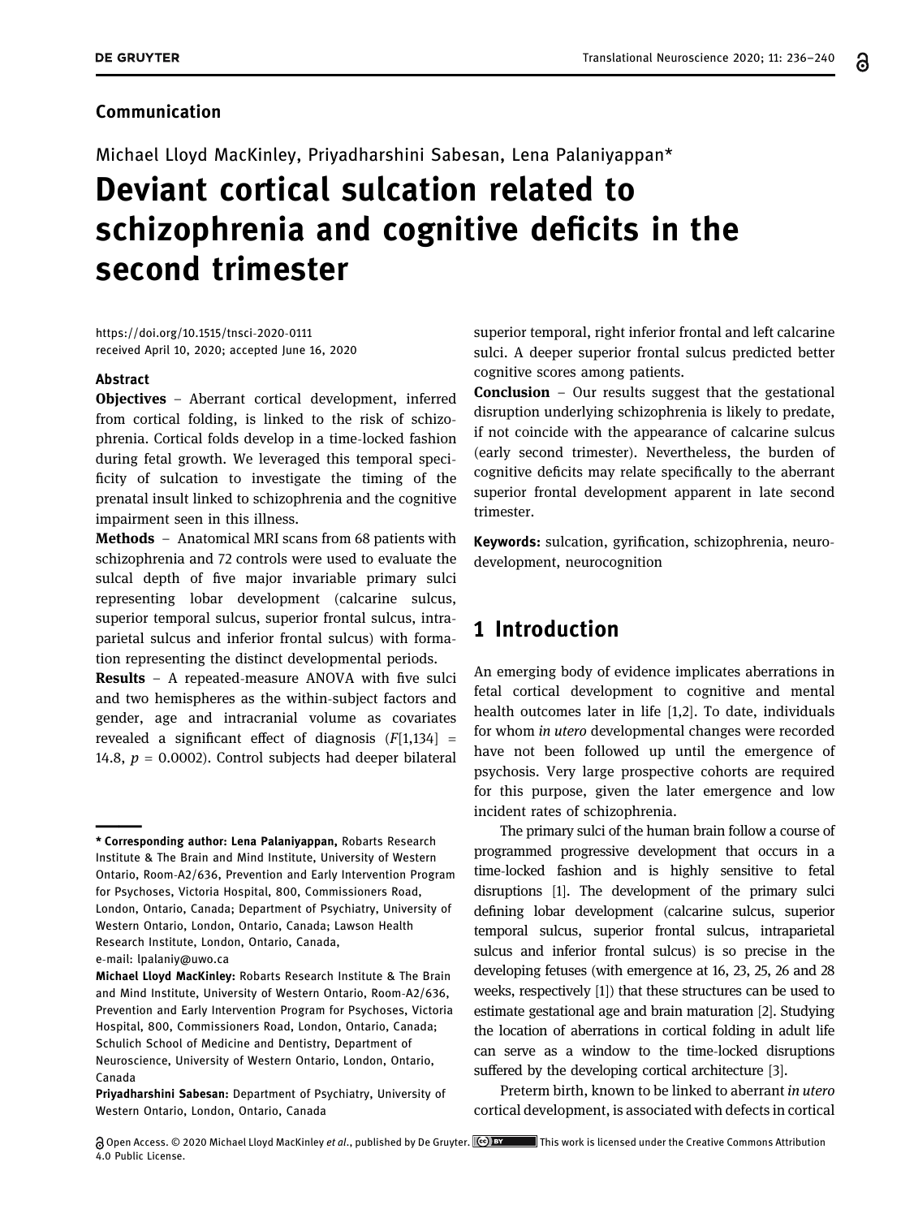## Communication

Michael Lloyd MacKinley, Priyadharshini Sabesan, Lena Palaniyappan*

# Deviant cortical sulcation related to schizophrenia and cognitive deficits in the second trimester

https://doi.org/10.1515/tnsci-2020-0111
received April 10, 2020; accepted June 16, 2020

**Abstract**

**Objectives** – Aberrant cortical development, inferred from cortical folding, is linked to the risk of schizophrenia. Cortical folds develop in a time-locked fashion during fetal growth. We leveraged this temporal specificity of sulcation to investigate the timing of the prenatal insult linked to schizophrenia and the cognitive impairment seen in this illness.

**Methods** – Anatomical MRI scans from 68 patients with schizophrenia and 72 controls were used to evaluate the sulcal depth of five major invariable primary sulci representing lobar development (calcarine sulcus, superior temporal sulcus, superior frontal sulcus, intraparietal sulcus and inferior frontal sulcus) with formation representing the distinct developmental periods.

**Results** – A repeated-measure ANOVA with five sulci and two hemispheres as the within-subject factors and gender, age and intracranial volume as covariates revealed a significant effect of diagnosis ($F[1,134] = 14.8$, $p = 0.0002$). Control subjects had deeper bilateral superior temporal, right inferior frontal and left calcarine sulci. A deeper superior frontal sulcus predicted better cognitive scores among patients.

**Conclusion** – Our results suggest that the gestational disruption underlying schizophrenia is likely to predate, if not coincide with the appearance of calcarine sulcus (early second trimester). Nevertheless, the burden of cognitive deficits may relate specifically to the aberrant superior frontal development apparent in late second trimester.

**Keywords:** sulcation, gyrification, schizophrenia, neurodevelopment, neurocognition

## 1 Introduction

An emerging body of evidence implicates aberrations in fetal cortical development to cognitive and mental health outcomes later in life [1,2]. To date, individuals for whom *in utero* developmental changes were recorded have not been followed up until the emergence of psychosis. Very large prospective cohorts are required for this purpose, given the later emergence and low incident rates of schizophrenia.

The primary sulci of the human brain follow a course of programmed progressive development that occurs in a time-locked fashion and is highly sensitive to fetal disruptions [1]. The development of the primary sulci defining lobar development (calcarine sulcus, superior temporal sulcus, superior frontal sulcus, intraparietal sulcus and inferior frontal sulcus) is so precise in the developing fetuses (with emergence at 16, 23, 25, 26 and 28 weeks, respectively [1]) that these structures can be used to estimate gestational age and brain maturation [2]. Studying the location of aberrations in cortical folding in adult life can serve as a window to the time-locked disruptions suffered by the developing cortical architecture [3].

Preterm birth, known to be linked to aberrant *in utero* cortical development, is associated with defects in cortical

---

\* **Corresponding author: Lena Palaniyappan,** Robarts Research Institute & The Brain and Mind Institute, University of Western Ontario, Room-A2/636, Prevention and Early Intervention Program for Psychoses, Victoria Hospital, 800, Commissioners Road, London, Ontario, Canada; Department of Psychiatry, University of Western Ontario, London, Ontario, Canada; Lawson Health Research Institute, London, Ontario, Canada, e-mail: lpalaniy@uwo.ca

**Michael Lloyd MacKinley:** Robarts Research Institute & The Brain and Mind Institute, University of Western Ontario, Room-A2/636, Prevention and Early Intervention Program for Psychoses, Victoria Hospital, 800, Commissioners Road, London, Ontario, Canada; Schulich School of Medicine and Dentistry, Department of Neuroscience, University of Western Ontario, London, Ontario, Canada

**Priyadharshini Sabesan:** Department of Psychiatry, University of Western Ontario, London, Ontario, Canada

Open Access. © 2020 Michael Lloyd MacKinley *et al*., published by De Gruyter. This work is licensed under the Creative Commons Attribution 4.0 Public License.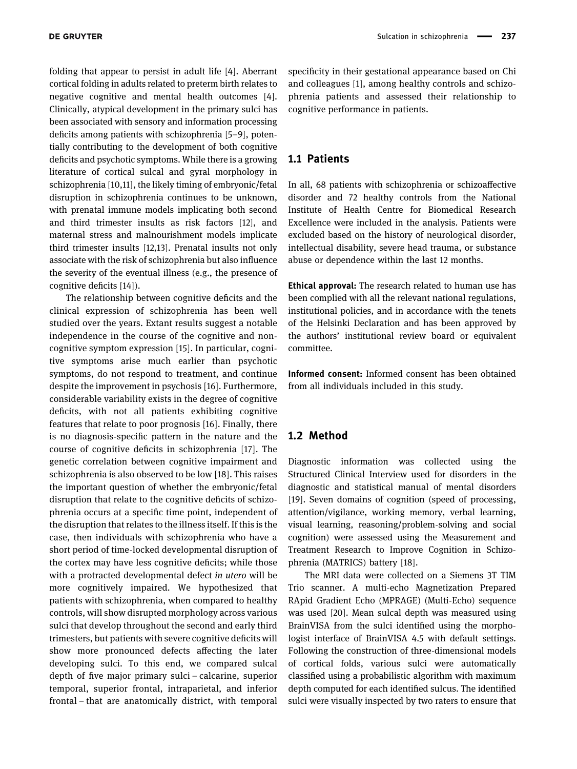folding that appear to persist in adult life [4]. Aberrant cortical folding in adults related to preterm birth relates to negative cognitive and mental health outcomes [4]. Clinically, atypical development in the primary sulci has been associated with sensory and information processing deficits among patients with schizophrenia [5–9], potentially contributing to the development of both cognitive deficits and psychotic symptoms. While there is a growing literature of cortical sulcal and gyral morphology in schizophrenia [10,11], the likely timing of embryonic/fetal disruption in schizophrenia continues to be unknown, with prenatal immune models implicating both second and third trimester insults as risk factors [12], and maternal stress and malnourishment models implicate third trimester insults [12,13]. Prenatal insults not only associate with the risk of schizophrenia but also influence the severity of the eventual illness (e.g., the presence of cognitive deficits [14]).

The relationship between cognitive deficits and the clinical expression of schizophrenia has been well studied over the years. Extant results suggest a notable independence in the course of the cognitive and non-cognitive symptom expression [15]. In particular, cognitive symptoms arise much earlier than psychotic symptoms, do not respond to treatment, and continue despite the improvement in psychosis [16]. Furthermore, considerable variability exists in the degree of cognitive deficits, with not all patients exhibiting cognitive features that relate to poor prognosis [16]. Finally, there is no diagnosis-specific pattern in the nature and the course of cognitive deficits in schizophrenia [17]. The genetic correlation between cognitive impairment and schizophrenia is also observed to be low [18]. This raises the important question of whether the embryonic/fetal disruption that relate to the cognitive deficits of schizophrenia occurs at a specific time point, independent of the disruption that relates to the illness itself. If this is the case, then individuals with schizophrenia who have a short period of time-locked developmental disruption of the cortex may have less cognitive deficits; while those with a protracted developmental defect *in utero* will be more cognitively impaired. We hypothesized that patients with schizophrenia, when compared to healthy controls, will show disrupted morphology across various sulci that develop throughout the second and early third trimesters, but patients with severe cognitive deficits will show more pronounced defects affecting the later developing sulci. To this end, we compared sulcal depth of five major primary sulci – calcarine, superior temporal, superior frontal, intraparietal, and inferior frontal – that are anatomically district, with temporal specificity in their gestational appearance based on Chi and colleagues [1], among healthy controls and schizophrenia patients and assessed their relationship to cognitive performance in patients.

## 1.1 Patients

In all, 68 patients with schizophrenia or schizoaffective disorder and 72 healthy controls from the National Institute of Health Centre for Biomedical Research Excellence were included in the analysis. Patients were excluded based on the history of neurological disorder, intellectual disability, severe head trauma, or substance abuse or dependence within the last 12 months.

**Ethical approval:** The research related to human use has been complied with all the relevant national regulations, institutional policies, and in accordance with the tenets of the Helsinki Declaration and has been approved by the authors' institutional review board or equivalent committee.

**Informed consent:** Informed consent has been obtained from all individuals included in this study.

## 1.2 Method

Diagnostic information was collected using the Structured Clinical Interview used for disorders in the diagnostic and statistical manual of mental disorders [19]. Seven domains of cognition (speed of processing, attention/vigilance, working memory, verbal learning, visual learning, reasoning/problem-solving and social cognition) were assessed using the Measurement and Treatment Research to Improve Cognition in Schizophrenia (MATRICS) battery [18].

The MRI data were collected on a Siemens 3T TIM Trio scanner. A multi-echo Magnetization Prepared RApid Gradient Echo (MPRAGE) (Multi-Echo) sequence was used [20]. Mean sulcal depth was measured using BrainVISA from the sulci identified using the morphologist interface of BrainVISA 4.5 with default settings. Following the construction of three-dimensional models of cortical folds, various sulci were automatically classified using a probabilistic algorithm with maximum depth computed for each identified sulcus. The identified sulci were visually inspected by two raters to ensure that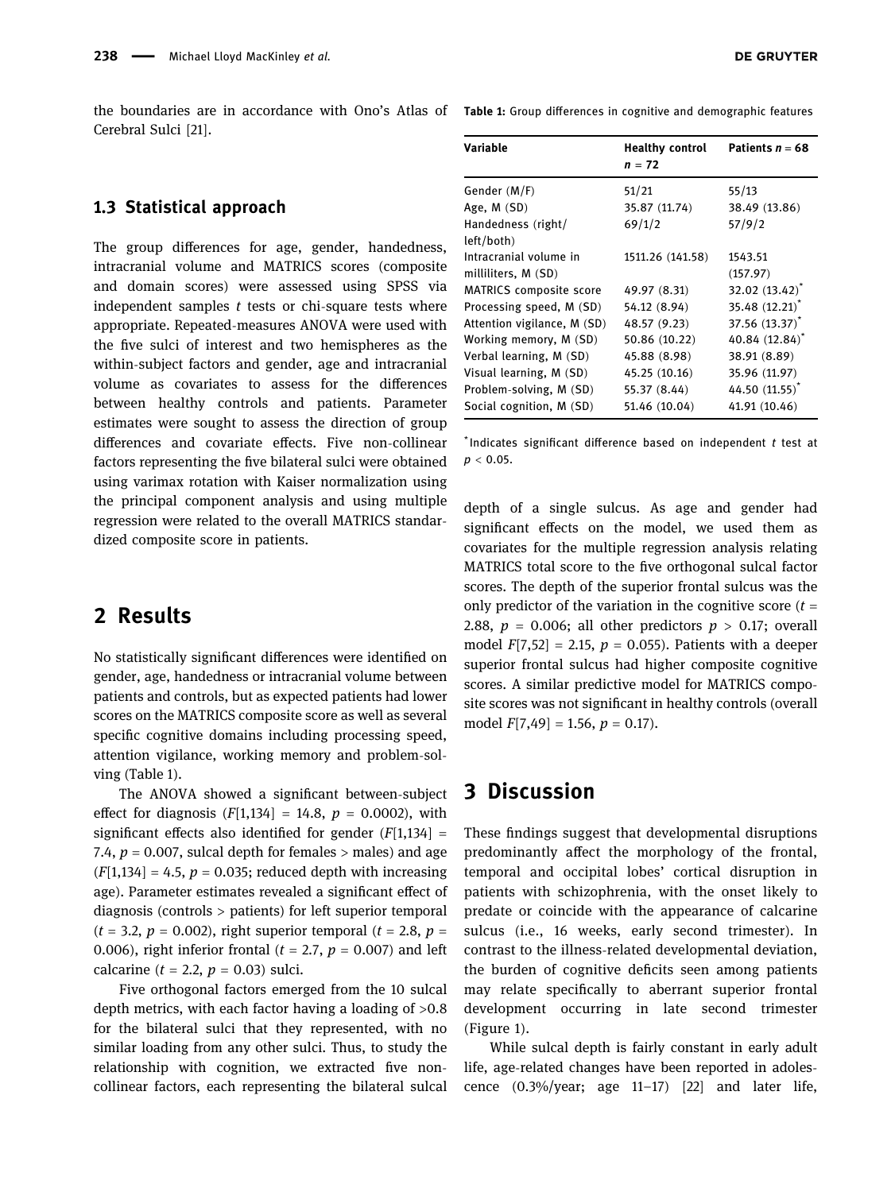the boundaries are in accordance with Ono's Atlas of Cerebral Sulci [21].

### 1.3 Statistical approach

The group differences for age, gender, handedness, intracranial volume and MATRICS scores (composite and domain scores) were assessed using SPSS via independent samples $t$ tests or chi-square tests where appropriate. Repeated-measures ANOVA were used with the five sulci of interest and two hemispheres as the within-subject factors and gender, age and intracranial volume as covariates to assess for the differences between healthy controls and patients. Parameter estimates were sought to assess the direction of group differences and covariate effects. Five non-collinear factors representing the five bilateral sulci were obtained using varimax rotation with Kaiser normalization using the principal component analysis and using multiple regression were related to the overall MATRICS standardized composite score in patients.

## 2 Results

No statistically significant differences were identified on gender, age, handedness or intracranial volume between patients and controls, but as expected patients had lower scores on the MATRICS composite score as well as several specific cognitive domains including processing speed, attention vigilance, working memory and problem-solving (Table 1).

**Table 1:** Group differences in cognitive and demographic features

| Variable | Healthy control $n$ = 72 | Patients $n$ = 68 |
|---|---|---|
| Gender (M/F) | 51/21 | 55/13 |
| Age, M (SD) | 35.87 (11.74) | 38.49 (13.86) |
| Handedness (right/left/both) | 69/1/2 | 57/9/2 |
| Intracranial volume in milliliters, M (SD) | 1511.26 (141.58) | 1543.51 (157.97) |
| MATRICS composite score | 49.97 (8.31) | 32.02 (13.42)* |
| Processing speed, M (SD) | 54.12 (8.94) | 35.48 (12.21)* |
| Attention vigilance, M (SD) | 48.57 (9.23) | 37.56 (13.37)* |
| Working memory, M (SD) | 50.86 (10.22) | 40.84 (12.84)* |
| Verbal learning, M (SD) | 45.88 (8.98) | 38.91 (8.89) |
| Visual learning, M (SD) | 45.25 (10.16) | 35.96 (11.97) |
| Problem-solving, M (SD) | 55.37 (8.44) | 44.50 (11.55)* |
| Social cognition, M (SD) | 51.46 (10.04) | 41.91 (10.46) |

*Indicates significant difference based on independent $t$ test at $p < 0.05$.

The ANOVA showed a significant between-subject effect for diagnosis ($F[1,134] = 14.8$, $p = 0.0002$), with significant effects also identified for gender ($F[1,134] = 7.4$, $p = 0.007$, sulcal depth for females > males) and age ($F[1,134] = 4.5$, $p = 0.035$; reduced depth with increasing age). Parameter estimates revealed a significant effect of diagnosis (controls > patients) for left superior temporal ($t = 3.2$, $p = 0.002$), right superior temporal ($t = 2.8$, $p = 0.006$), right inferior frontal ($t = 2.7$, $p = 0.007$) and left calcarine ($t = 2.2$, $p = 0.03$) sulci.

Five orthogonal factors emerged from the 10 sulcal depth metrics, with each factor having a loading of >0.8 for the bilateral sulci that they represented, with no similar loading from any other sulci. Thus, to study the relationship with cognition, we extracted five non-collinear factors, each representing the bilateral sulcal depth of a single sulcus. As age and gender had significant effects on the model, we used them as covariates for the multiple regression analysis relating MATRICS total score to the five orthogonal sulcal factor scores. The depth of the superior frontal sulcus was the only predictor of the variation in the cognitive score ($t = 2.88$, $p = 0.006$; all other predictors $p > 0.17$; overall model $F[7,52] = 2.15$, $p = 0.055$). Patients with a deeper superior frontal sulcus had higher composite cognitive scores. A similar predictive model for MATRICS composite scores was not significant in healthy controls (overall model $F[7,49] = 1.56$, $p = 0.17$).

## 3 Discussion

These findings suggest that developmental disruptions predominantly affect the morphology of the frontal, temporal and occipital lobes' cortical disruption in patients with schizophrenia, with the onset likely to predate or coincide with the appearance of calcarine sulcus (i.e., 16 weeks, early second trimester). In contrast to the illness-related developmental deviation, the burden of cognitive deficits seen among patients may relate specifically to aberrant superior frontal development occurring in late second trimester (Figure 1).

While sulcal depth is fairly constant in early adult life, age-related changes have been reported in adolescence (0.3%/year; age 11–17) [22] and later life,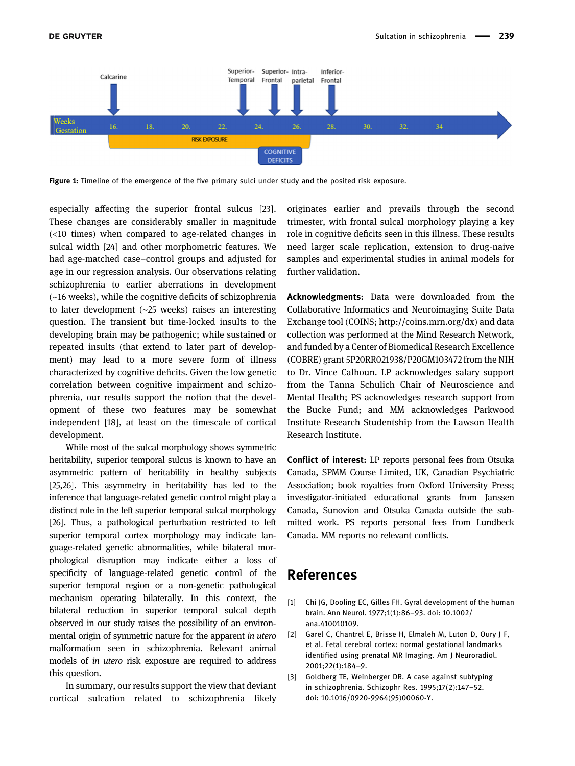Figure 1: Timeline of the emergence of the five primary sulci under study and the posited risk exposure.

especially affecting the superior frontal sulcus [23]. These changes are considerably smaller in magnitude (<10 times) when compared to age-related changes in sulcal width [24] and other morphometric features. We had age-matched case–control groups and adjusted for age in our regression analysis. Our observations relating schizophrenia to earlier aberrations in development (~16 weeks), while the cognitive deficits of schizophrenia to later development (~25 weeks) raises an interesting question. The transient but time-locked insults to the developing brain may be pathogenic; while sustained or repeated insults (that extend to later part of development) may lead to a more severe form of illness characterized by cognitive deficits. Given the low genetic correlation between cognitive impairment and schizophrenia, our results support the notion that the development of these two features may be somewhat independent [18], at least on the timescale of cortical development.

While most of the sulcal morphology shows symmetric heritability, superior temporal sulcus is known to have an asymmetric pattern of heritability in healthy subjects [25,26]. This asymmetry in heritability has led to the inference that language-related genetic control might play a distinct role in the left superior temporal sulcal morphology [26]. Thus, a pathological perturbation restricted to left superior temporal cortex morphology may indicate language-related genetic abnormalities, while bilateral morphological disruption may indicate either a loss of specificity of language-related genetic control of the superior temporal region or a non-genetic pathological mechanism operating bilaterally. In this context, the bilateral reduction in superior temporal sulcal depth observed in our study raises the possibility of an environmental origin of symmetric nature for the apparent *in utero* malformation seen in schizophrenia. Relevant animal models of *in utero* risk exposure are required to address this question.

In summary, our results support the view that deviant cortical sulcation related to schizophrenia likely originates earlier and prevails through the second trimester, with frontal sulcal morphology playing a key role in cognitive deficits seen in this illness. These results need larger scale replication, extension to drug-naive samples and experimental studies in animal models for further validation.

**Acknowledgments:** Data were downloaded from the Collaborative Informatics and Neuroimaging Suite Data Exchange tool (COINS; http://coins.mrn.org/dx) and data collection was performed at the Mind Research Network, and funded by a Center of Biomedical Research Excellence (COBRE) grant 5P20RR021938/P20GM103472 from the NIH to Dr. Vince Calhoun. LP acknowledges salary support from the Tanna Schulich Chair of Neuroscience and Mental Health; PS acknowledges research support from the Bucke Fund; and MM acknowledges Parkwood Institute Research Studentship from the Lawson Health Research Institute.

**Conflict of interest:** LP reports personal fees from Otsuka Canada, SPMM Course Limited, UK, Canadian Psychiatric Association; book royalties from Oxford University Press; investigator-initiated educational grants from Janssen Canada, Sunovion and Otsuka Canada outside the submitted work. PS reports personal fees from Lundbeck Canada. MM reports no relevant conflicts.

## References

[1] Chi JG, Dooling EC, Gilles FH. Gyral development of the human brain. Ann Neurol. 1977;1(1):86–93. doi: 10.1002/ana.410010109.

[2] Garel C, Chantrel E, Brisse H, Elmaleh M, Luton D, Oury J-F, et al. Fetal cerebral cortex: normal gestational landmarks identified using prenatal MR Imaging. Am J Neuroradiol. 2001;22(1):184–9.

[3] Goldberg TE, Weinberger DR. A case against subtyping in schizophrenia. Schizophr Res. 1995;17(2):147–52. doi: 10.1016/0920-9964(95)00060-Y.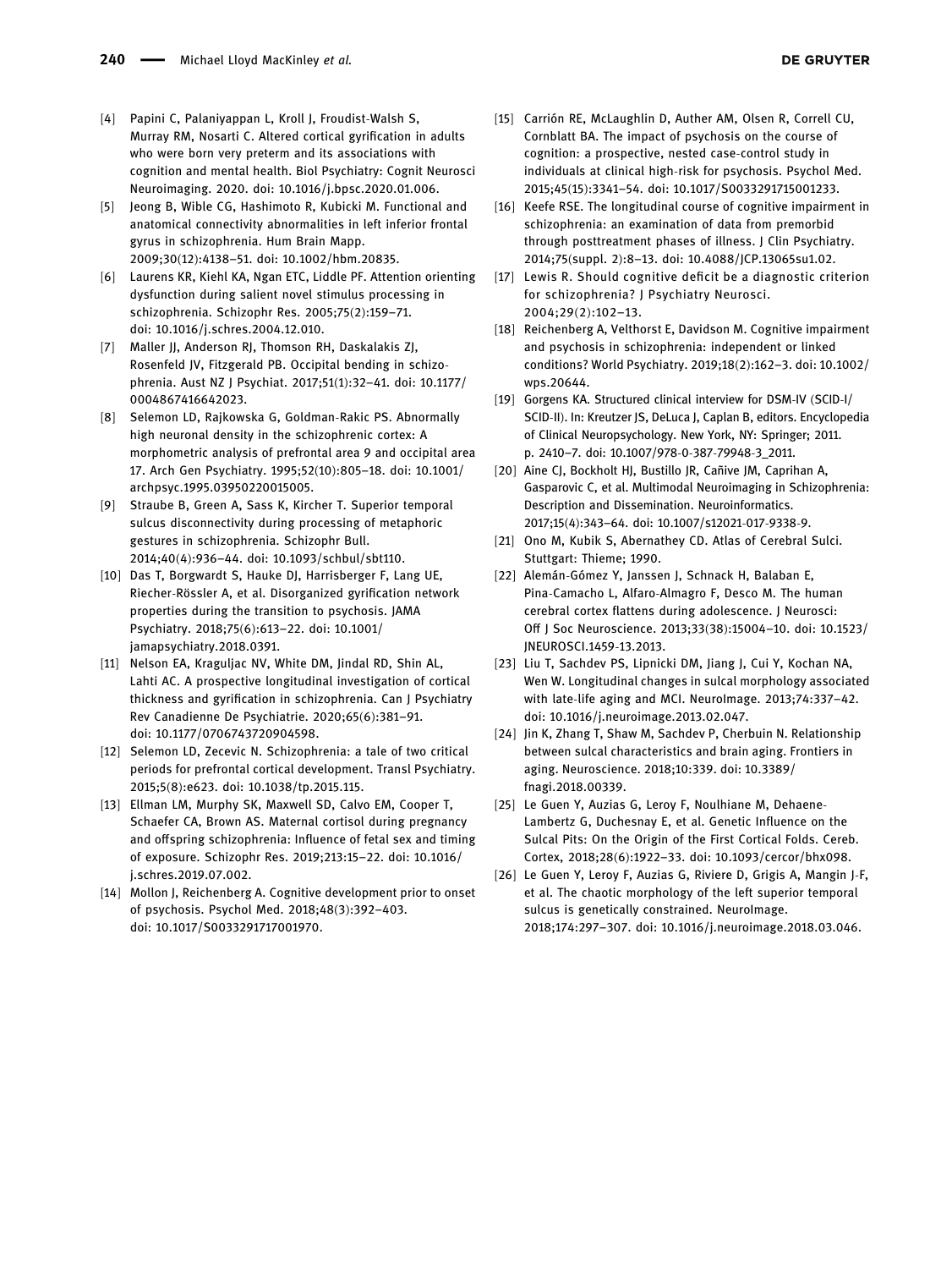[4] Papini C, Palaniyappan L, Kroll J, Froudist-Walsh S, Murray RM, Nosarti C. Altered cortical gyrification in adults who were born very preterm and its associations with cognition and mental health. Biol Psychiatry: Cognit Neurosci Neuroimaging. 2020. doi: 10.1016/j.bpsc.2020.01.006.

[5] Jeong B, Wible CG, Hashimoto R, Kubicki M. Functional and anatomical connectivity abnormalities in left inferior frontal gyrus in schizophrenia. Hum Brain Mapp. 2009;30(12):4138–51. doi: 10.1002/hbm.20835.

[6] Laurens KR, Kiehl KA, Ngan ETC, Liddle PF. Attention orienting dysfunction during salient novel stimulus processing in schizophrenia. Schizophr Res. 2005;75(2):159–71. doi: 10.1016/j.schres.2004.12.010.

[7] Maller JJ, Anderson RJ, Thomson RH, Daskalakis ZJ, Rosenfeld JV, Fitzgerald PB. Occipital bending in schizophrenia. Aust NZ J Psychiat. 2017;51(1):32–41. doi: 10.1177/0004867416642023.

[8] Selemon LD, Rajkowska G, Goldman-Rakic PS. Abnormally high neuronal density in the schizophrenic cortex: A morphometric analysis of prefrontal area 9 and occipital area 17. Arch Gen Psychiatry. 1995;52(10):805–18. doi: 10.1001/archpsyc.1995.03950220015005.

[9] Straube B, Green A, Sass K, Kircher T. Superior temporal sulcus disconnectivity during processing of metaphoric gestures in schizophrenia. Schizophr Bull. 2014;40(4):936–44. doi: 10.1093/schbul/sbt110.

[10] Das T, Borgwardt S, Hauke DJ, Harrisberger F, Lang UE, Riecher-Rössler A, et al. Disorganized gyrification network properties during the transition to psychosis. JAMA Psychiatry. 2018;75(6):613–22. doi: 10.1001/jamapsychiatry.2018.0391.

[11] Nelson EA, Kraguljac NV, White DM, Jindal RD, Shin AL, Lahti AC. A prospective longitudinal investigation of cortical thickness and gyrification in schizophrenia. Can J Psychiatry Rev Canadienne De Psychiatrie. 2020;65(6):381–91. doi: 10.1177/0706743720904598.

[12] Selemon LD, Zecevic N. Schizophrenia: a tale of two critical periods for prefrontal cortical development. Transl Psychiatry. 2015;5(8):e623. doi: 10.1038/tp.2015.115.

[13] Ellman LM, Murphy SK, Maxwell SD, Calvo EM, Cooper T, Schaefer CA, Brown AS. Maternal cortisol during pregnancy and offspring schizophrenia: Influence of fetal sex and timing of exposure. Schizophr Res. 2019;213:15–22. doi: 10.1016/j.schres.2019.07.002.

[14] Mollon J, Reichenberg A. Cognitive development prior to onset of psychosis. Psychol Med. 2018;48(3):392–403. doi: 10.1017/S0033291717001970.

[15] Carrión RE, McLaughlin D, Auther AM, Olsen R, Correll CU, Cornblatt BA. The impact of psychosis on the course of cognition: a prospective, nested case-control study in individuals at clinical high-risk for psychosis. Psychol Med. 2015;45(15):3341–54. doi: 10.1017/S0033291715001233.

[16] Keefe RSE. The longitudinal course of cognitive impairment in schizophrenia: an examination of data from premorbid through posttreatment phases of illness. J Clin Psychiatry. 2014;75(suppl. 2):8–13. doi: 10.4088/JCP.13065su1.02.

[17] Lewis R. Should cognitive deficit be a diagnostic criterion for schizophrenia? J Psychiatry Neurosci. 2004;29(2):102–13.

[18] Reichenberg A, Velthorst E, Davidson M. Cognitive impairment and psychosis in schizophrenia: independent or linked conditions? World Psychiatry. 2019;18(2):162–3. doi: 10.1002/wps.20644.

[19] Gorgens KA. Structured clinical interview for DSM-IV (SCID-I/SCID-II). In: Kreutzer JS, DeLuca J, Caplan B, editors. Encyclopedia of Clinical Neuropsychology. New York, NY: Springer; 2011. p. 2410–7. doi: 10.1007/978-0-387-79948-3_2011.

[20] Aine CJ, Bockholt HJ, Bustillo JR, Cañive JM, Caprihan A, Gasparovic C, et al. Multimodal Neuroimaging in Schizophrenia: Description and Dissemination. Neuroinformatics. 2017;15(4):343–64. doi: 10.1007/s12021-017-9338-9.

[21] Ono M, Kubik S, Abernathey CD. Atlas of Cerebral Sulci. Stuttgart: Thieme; 1990.

[22] Alemán-Gómez Y, Janssen J, Schnack H, Balaban E, Pina-Camacho L, Alfaro-Almagro F, Desco M. The human cerebral cortex flattens during adolescence. J Neurosci: Off J Soc Neuroscience. 2013;33(38):15004–10. doi: 10.1523/JNEUROSCI.1459-13.2013.

[23] Liu T, Sachdev PS, Lipnicki DM, Jiang J, Cui Y, Kochan NA, Wen W. Longitudinal changes in sulcal morphology associated with late-life aging and MCI. NeuroImage. 2013;74:337–42. doi: 10.1016/j.neuroimage.2013.02.047.

[24] Jin K, Zhang T, Shaw M, Sachdev P, Cherbuin N. Relationship between sulcal characteristics and brain aging. Frontiers in aging. Neuroscience. 2018;10:339. doi: 10.3389/fnagi.2018.00339.

[25] Le Guen Y, Auzias G, Leroy F, Noulhiane M, Dehaene-Lambertz G, Duchesnay E, et al. Genetic Influence on the Sulcal Pits: On the Origin of the First Cortical Folds. Cereb. Cortex, 2018;28(6):1922–33. doi: 10.1093/cercor/bhx098.

[26] Le Guen Y, Leroy F, Auzias G, Riviere D, Grigis A, Mangin J-F, et al. The chaotic morphology of the left superior temporal sulcus is genetically constrained. NeuroImage. 2018;174:297–307. doi: 10.1016/j.neuroimage.2018.03.046.